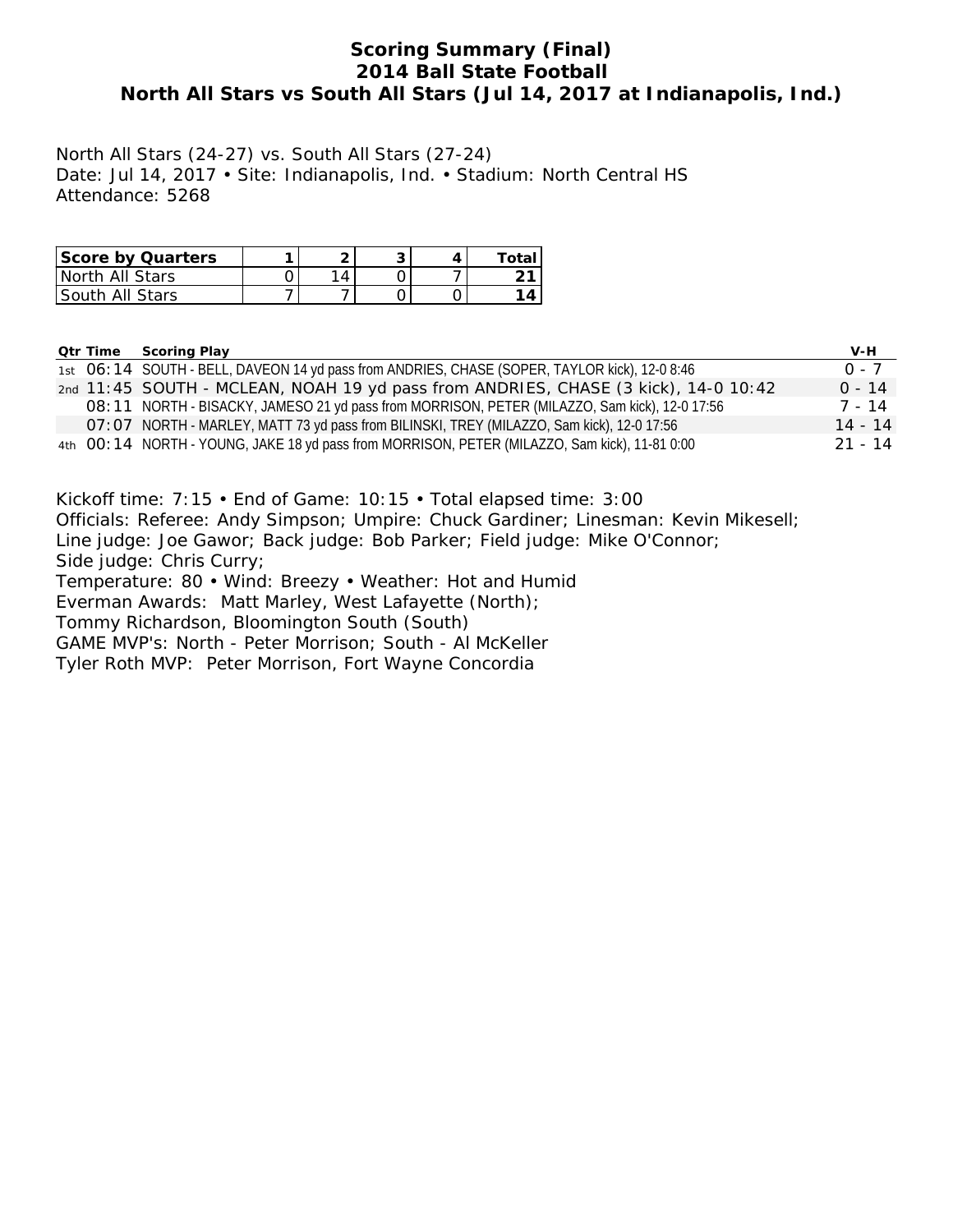# Scoring Summary (Final)
## 2014 Ball State Football
## North All Stars vs South All Stars (Jul 14, 2017 at Indianapolis, Ind.)

North All Stars (24-27) vs. South All Stars (27-24)
Date: Jul 14, 2017 • Site: Indianapolis, Ind. • Stadium: North Central HS
Attendance: 5268

| Score by Quarters | 1 | 2 | 3 | 4 | Total |
|---|---|---|---|---|---|
| North All Stars | 0 | 14 | 0 | 7 | **21** |
| South All Stars | 7 | 7 | 0 | 0 | **14** |

| Qtr | Time | Scoring Play | V-H |
|---|---|---|---|
| 1st | 06:14 | SOUTH - BELL, DAVEON 14 yd pass from ANDRIES, CHASE (SOPER, TAYLOR kick), 12-0 8:46 | 0 - 7 |
| 2nd | 11:45 | SOUTH - MCLEAN, NOAH 19 yd pass from ANDRIES, CHASE (3 kick), 14-0 10:42 | 0 - 14 |
| | 08:11 | NORTH - BISACKY, JAMESO 21 yd pass from MORRISON, PETER (MILAZZO, Sam kick), 12-0 17:56 | 7 - 14 |
| | 07:07 | NORTH - MARLEY, MATT 73 yd pass from BILINSKI, TREY (MILAZZO, Sam kick), 12-0 17:56 | 14 - 14 |
| 4th | 00:14 | NORTH - YOUNG, JAKE 18 yd pass from MORRISON, PETER (MILAZZO, Sam kick), 11-81 0:00 | 21 - 14 |

Kickoff time: 7:15 • End of Game: 10:15 • Total elapsed time: 3:00
Officials: Referee: Andy Simpson; Umpire: Chuck Gardiner; Linesman: Kevin Mikesell;
Line judge: Joe Gawor; Back judge: Bob Parker; Field judge: Mike O'Connor;
Side judge: Chris Curry;
Temperature: 80 • Wind: Breezy • Weather: Hot and Humid
Everman Awards: Matt Marley, West Lafayette (North);
Tommy Richardson, Bloomington South (South)
GAME MVP's: North - Peter Morrison; South - Al McKeller
Tyler Roth MVP: Peter Morrison, Fort Wayne Concordia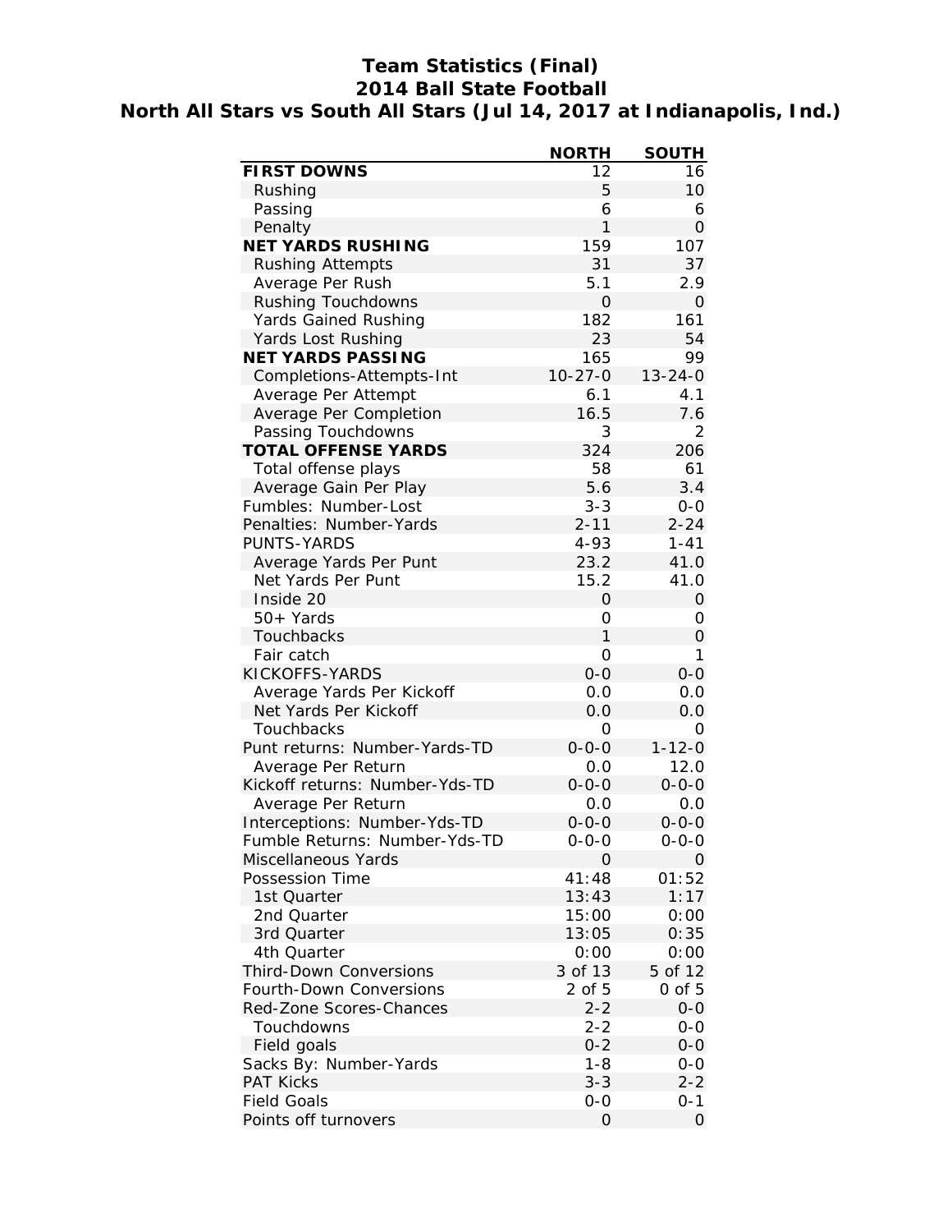# Team Statistics (Final)
## 2014 Ball State Football
## North All Stars vs South All Stars (Jul 14, 2017 at Indianapolis, Ind.)

| | NORTH | SOUTH |
|---|---|---|
| **FIRST DOWNS** | 12 | 16 |
| Rushing | 5 | 10 |
| Passing | 6 | 6 |
| Penalty | 1 | 0 |
| **NET YARDS RUSHING** | 159 | 107 |
| Rushing Attempts | 31 | 37 |
| Average Per Rush | 5.1 | 2.9 |
| Rushing Touchdowns | 0 | 0 |
| Yards Gained Rushing | 182 | 161 |
| Yards Lost Rushing | 23 | 54 |
| **NET YARDS PASSING** | 165 | 99 |
| Completions-Attempts-Int | 10-27-0 | 13-24-0 |
| Average Per Attempt | 6.1 | 4.1 |
| Average Per Completion | 16.5 | 7.6 |
| Passing Touchdowns | 3 | 2 |
| **TOTAL OFFENSE YARDS** | 324 | 206 |
| Total offense plays | 58 | 61 |
| Average Gain Per Play | 5.6 | 3.4 |
| Fumbles: Number-Lost | 3-3 | 0-0 |
| Penalties: Number-Yards | 2-11 | 2-24 |
| PUNTS-YARDS | 4-93 | 1-41 |
| Average Yards Per Punt | 23.2 | 41.0 |
| Net Yards Per Punt | 15.2 | 41.0 |
| Inside 20 | 0 | 0 |
| 50+ Yards | 0 | 0 |
| Touchbacks | 1 | 0 |
| Fair catch | 0 | 1 |
| KICKOFFS-YARDS | 0-0 | 0-0 |
| Average Yards Per Kickoff | 0.0 | 0.0 |
| Net Yards Per Kickoff | 0.0 | 0.0 |
| Touchbacks | 0 | 0 |
| Punt returns: Number-Yards-TD | 0-0-0 | 1-12-0 |
| Average Per Return | 0.0 | 12.0 |
| Kickoff returns: Number-Yds-TD | 0-0-0 | 0-0-0 |
| Average Per Return | 0.0 | 0.0 |
| Interceptions: Number-Yds-TD | 0-0-0 | 0-0-0 |
| Fumble Returns: Number-Yds-TD | 0-0-0 | 0-0-0 |
| Miscellaneous Yards | 0 | 0 |
| Possession Time | 41:48 | 01:52 |
| 1st Quarter | 13:43 | 1:17 |
| 2nd Quarter | 15:00 | 0:00 |
| 3rd Quarter | 13:05 | 0:35 |
| 4th Quarter | 0:00 | 0:00 |
| Third-Down Conversions | 3 of 13 | 5 of 12 |
| Fourth-Down Conversions | 2 of 5 | 0 of 5 |
| Red-Zone Scores-Chances | 2-2 | 0-0 |
| Touchdowns | 2-2 | 0-0 |
| Field goals | 0-2 | 0-0 |
| Sacks By: Number-Yards | 1-8 | 0-0 |
| PAT Kicks | 3-3 | 2-2 |
| Field Goals | 0-0 | 0-1 |
| Points off turnovers | 0 | 0 |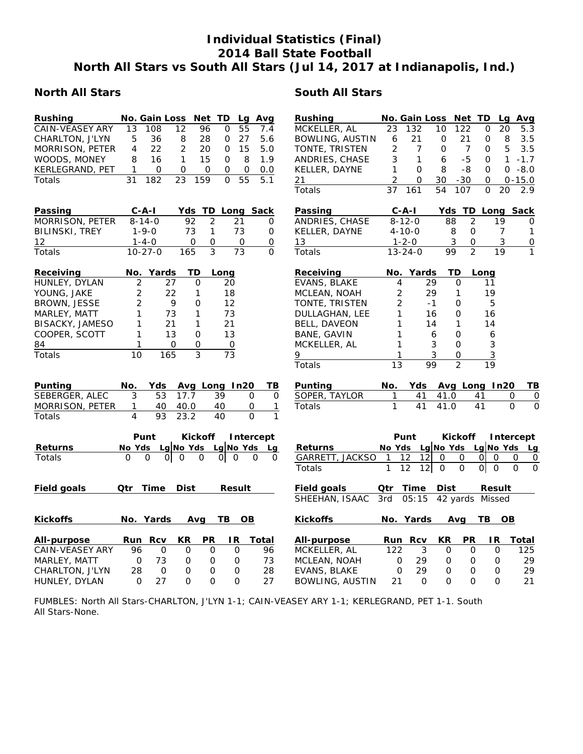# Individual Statistics (Final)
## 2014 Ball State Football
## North All Stars vs South All Stars (Jul 14, 2017 at Indianapolis, Ind.)

## North All Stars

| Rushing | No. | Gain | Loss | Net | TD | Lg | Avg |
|---|---|---|---|---|---|---|---|
| CAIN-VEASEY ARY | 13 | 108 | 12 | 96 | 0 | 55 | 7.4 |
| CHARLTON, J'LYN | 5 | 36 | 8 | 28 | 0 | 27 | 5.6 |
| MORRISON, PETER | 4 | 22 | 2 | 20 | 0 | 15 | 5.0 |
| WOODS, MONEY | 8 | 16 | 1 | 15 | 0 | 8 | 1.9 |
| KERLEGRAND, PET | 1 | 0 | 0 | 0 | 0 | 0 | 0.0 |
| Totals | 31 | 182 | 23 | 159 | 0 | 55 | 5.1 |

| Passing | C-A-I | Yds | TD | Long | Sack |
|---|---|---|---|---|---|
| MORRISON, PETER | 8-14-0 | 92 | 2 | 21 | 0 |
| BILINSKI, TREY | 1-9-0 | 73 | 1 | 73 | 0 |
| 12 | 1-4-0 | 0 | 0 | 0 | 0 |
| Totals | 10-27-0 | 165 | 3 | 73 | 0 |

| Receiving | No. | Yards | TD | Long |
|---|---|---|---|---|
| HUNLEY, DYLAN | 2 | 27 | 0 | 20 |
| YOUNG, JAKE | 2 | 22 | 1 | 18 |
| BROWN, JESSE | 2 | 9 | 0 | 12 |
| MARLEY, MATT | 1 | 73 | 1 | 73 |
| BISACKY, JAMESO | 1 | 21 | 1 | 21 |
| COOPER, SCOTT | 1 | 13 | 0 | 13 |
| 84 | 1 | 0 | 0 | 0 |
| Totals | 10 | 165 | 3 | 73 |

| Punting | No. | Yds | Avg | Long | In20 | TB |
|---|---|---|---|---|---|---|
| SEBERGER, ALEC | 3 | 53 | 17.7 | 39 | 0 | 0 |
| MORRISON, PETER | 1 | 40 | 40.0 | 40 | 0 | 1 |
| Totals | 4 | 93 | 23.2 | 40 | 0 | 1 |

| | Punt | | | Kickoff | | | Intercept | | |
|---|---|---|---|---|---|---|---|---|---|
| Returns | No | Yds | Lg | No | Yds | Lg | No | Yds | Lg |
| Totals | 0 | 0 | 0 | 0 | 0 | 0 | 0 | 0 | 0 |

| Field goals | Qtr | Time | Dist | Result |
|---|---|---|---|---|

| Kickoffs | No. | Yards | Avg | TB | OB |
|---|---|---|---|---|---|

| All-purpose | Run | Rcv | KR | PR | IR | Total |
|---|---|---|---|---|---|---|
| CAIN-VEASEY ARY | 96 | 0 | 0 | 0 | 0 | 96 |
| MARLEY, MATT | 0 | 73 | 0 | 0 | 0 | 73 |
| CHARLTON, J'LYN | 28 | 0 | 0 | 0 | 0 | 28 |
| HUNLEY, DYLAN | 0 | 27 | 0 | 0 | 0 | 27 |

## South All Stars

| Rushing | No. | Gain | Loss | Net | TD | Lg | Avg |
|---|---|---|---|---|---|---|---|
| MCKELLER, AL | 23 | 132 | 10 | 122 | 0 | 20 | 5.3 |
| BOWLING, AUSTIN | 6 | 21 | 0 | 21 | 0 | 8 | 3.5 |
| TONTE, TRISTEN | 2 | 7 | 0 | 7 | 0 | 5 | 3.5 |
| ANDRIES, CHASE | 3 | 1 | 6 | -5 | 0 | 1 | -1.7 |
| KELLER, DAYNE | 1 | 0 | 8 | -8 | 0 | 0 | -8.0 |
| 21 | 2 | 0 | 30 | -30 | 0 | 0 | -15.0 |
| Totals | 37 | 161 | 54 | 107 | 0 | 20 | 2.9 |

| Passing | C-A-I | Yds | TD | Long | Sack |
|---|---|---|---|---|---|
| ANDRIES, CHASE | 8-12-0 | 88 | 2 | 19 | 0 |
| KELLER, DAYNE | 4-10-0 | 8 | 0 | 7 | 1 |
| 13 | 1-2-0 | 3 | 0 | 3 | 0 |
| Totals | 13-24-0 | 99 | 2 | 19 | 1 |

| Receiving | No. | Yards | TD | Long |
|---|---|---|---|---|
| EVANS, BLAKE | 4 | 29 | 0 | 11 |
| MCLEAN, NOAH | 2 | 29 | 1 | 19 |
| TONTE, TRISTEN | 2 | -1 | 0 | 5 |
| DULLAGHAN, LEE | 1 | 16 | 0 | 16 |
| BELL, DAVEON | 1 | 14 | 1 | 14 |
| BANE, GAVIN | 1 | 6 | 0 | 6 |
| MCKELLER, AL | 1 | 3 | 0 | 3 |
| 9 | 1 | 3 | 0 | 3 |
| Totals | 13 | 99 | 2 | 19 |

| Punting | No. | Yds | Avg | Long | In20 | TB |
|---|---|---|---|---|---|---|
| SOPER, TAYLOR | 1 | 41 | 41.0 | 41 | 0 | 0 |
| Totals | 1 | 41 | 41.0 | 41 | 0 | 0 |

| | Punt | | | Kickoff | | | Intercept | | |
|---|---|---|---|---|---|---|---|---|---|
| Returns | No | Yds | Lg | No | Yds | Lg | No | Yds | Lg |
| GARRETT, JACKSO | 1 | 12 | 12 | 0 | 0 | 0 | 0 | 0 | 0 |
| Totals | 1 | 12 | 12 | 0 | 0 | 0 | 0 | 0 | 0 |

| Field goals | Qtr | Time | Dist | Result |
|---|---|---|---|---|
| SHEEHAN, ISAAC | 3rd | 05:15 | 42 yards | Missed |

| Kickoffs | No. | Yards | Avg | TB | OB |
|---|---|---|---|---|---|

| All-purpose | Run | Rcv | KR | PR | IR | Total |
|---|---|---|---|---|---|---|
| MCKELLER, AL | 122 | 3 | 0 | 0 | 0 | 125 |
| MCLEAN, NOAH | 0 | 29 | 0 | 0 | 0 | 29 |
| EVANS, BLAKE | 0 | 29 | 0 | 0 | 0 | 29 |
| BOWLING, AUSTIN | 21 | 0 | 0 | 0 | 0 | 21 |

FUMBLES: North All Stars-CHARLTON, J'LYN 1-1; CAIN-VEASEY ARY 1-1; KERLEGRAND, PET 1-1. South All Stars-None.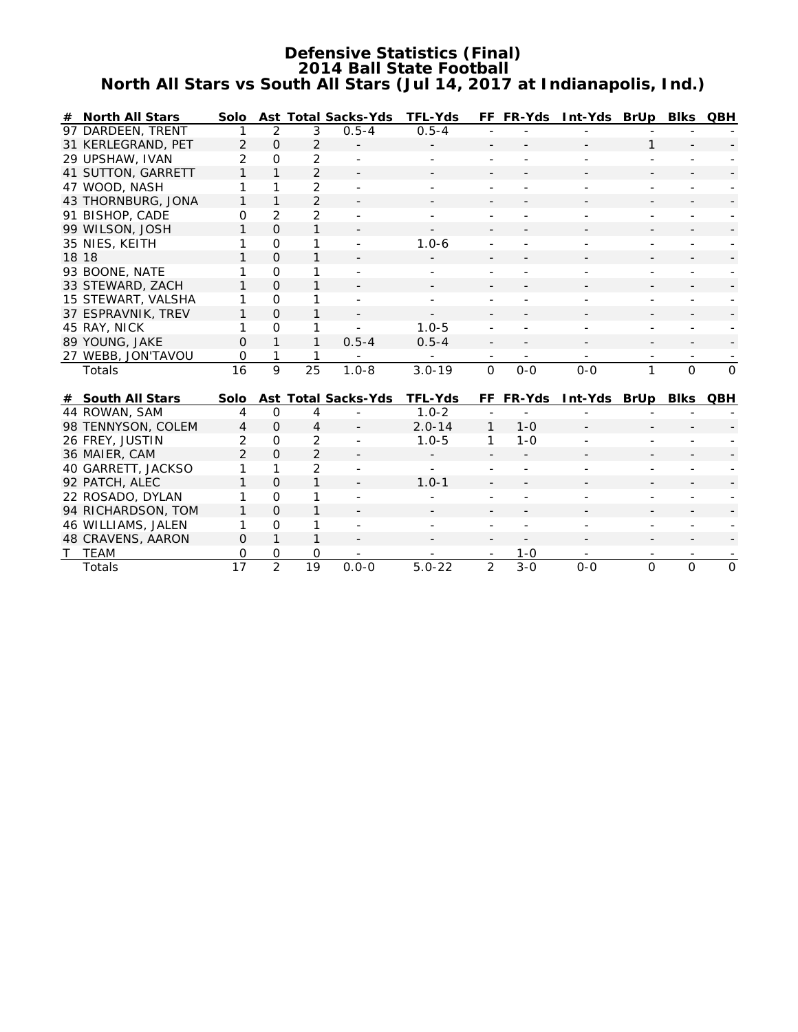# Defensive Statistics (Final)
## 2014 Ball State Football
## North All Stars vs South All Stars (Jul 14, 2017 at Indianapolis, Ind.)

| # | North All Stars | Solo | Ast | Total | Sacks-Yds | TFL-Yds | FF | FR-Yds | Int-Yds | BrUp | Blks | QBH |
|---|---|---|---|---|---|---|---|---|---|---|---|---|
| 97 | DARDEEN, TRENT | 1 | 2 | 3 | 0.5-4 | 0.5-4 | - | - | - | - | - | - |
| 31 | KERLEGRAND, PET | 2 | 0 | 2 | - | - | - | - | - | 1 | - | - |
| 29 | UPSHAW, IVAN | 2 | 0 | 2 | - | - | - | - | - | - | - | - |
| 41 | SUTTON, GARRETT | 1 | 1 | 2 | - | - | - | - | - | - | - | - |
| 47 | WOOD, NASH | 1 | 1 | 2 | - | - | - | - | - | - | - | - |
| 43 | THORNBURG, JONA | 1 | 1 | 2 | - | - | - | - | - | - | - | - |
| 91 | BISHOP, CADE | 0 | 2 | 2 | - | - | - | - | - | - | - | - |
| 99 | WILSON, JOSH | 1 | 0 | 1 | - | - | - | - | - | - | - | - |
| 35 | NIES, KEITH | 1 | 0 | 1 | - | 1.0-6 | - | - | - | - | - | - |
| 18 | 18 | 1 | 0 | 1 | - | - | - | - | - | - | - | - |
| 93 | BOONE, NATE | 1 | 0 | 1 | - | - | - | - | - | - | - | - |
| 33 | STEWARD, ZACH | 1 | 0 | 1 | - | - | - | - | - | - | - | - |
| 15 | STEWART, VALSHA | 1 | 0 | 1 | - | - | - | - | - | - | - | - |
| 37 | ESPRAVNIK, TREV | 1 | 0 | 1 | - | - | - | - | - | - | - | - |
| 45 | RAY, NICK | 1 | 0 | 1 | - | 1.0-5 | - | - | - | - | - | - |
| 89 | YOUNG, JAKE | 0 | 1 | 1 | 0.5-4 | 0.5-4 | - | - | - | - | - | - |
| 27 | WEBB, JON'TAVOU | 0 | 1 | 1 | - | - | - | - | - | - | - | - |
| | Totals | 16 | 9 | 25 | 1.0-8 | 3.0-19 | 0 | 0-0 | 0-0 | 1 | 0 | 0 |

| # | South All Stars | Solo | Ast | Total | Sacks-Yds | TFL-Yds | FF | FR-Yds | Int-Yds | BrUp | Blks | QBH |
|---|---|---|---|---|---|---|---|---|---|---|---|---|
| 44 | ROWAN, SAM | 4 | 0 | 4 | - | 1.0-2 | - | - | - | - | - | - |
| 98 | TENNYSON, COLEM | 4 | 0 | 4 | - | 2.0-14 | 1 | 1-0 | - | - | - | - |
| 26 | FREY, JUSTIN | 2 | 0 | 2 | - | 1.0-5 | 1 | 1-0 | - | - | - | - |
| 36 | MAIER, CAM | 2 | 0 | 2 | - | - | - | - | - | - | - | - |
| 40 | GARRETT, JACKSO | 1 | 1 | 2 | - | - | - | - | - | - | - | - |
| 92 | PATCH, ALEC | 1 | 0 | 1 | - | 1.0-1 | - | - | - | - | - | - |
| 22 | ROSADO, DYLAN | 1 | 0 | 1 | - | - | - | - | - | - | - | - |
| 94 | RICHARDSON, TOM | 1 | 0 | 1 | - | - | - | - | - | - | - | - |
| 46 | WILLIAMS, JALEN | 1 | 0 | 1 | - | - | - | - | - | - | - | - |
| 48 | CRAVENS, AARON | 0 | 1 | 1 | - | - | - | - | - | - | - | - |
| T | TEAM | 0 | 0 | 0 | - | - | - | 1-0 | - | - | - | - |
| | Totals | 17 | 2 | 19 | 0.0-0 | 5.0-22 | 2 | 3-0 | 0-0 | 0 | 0 | 0 |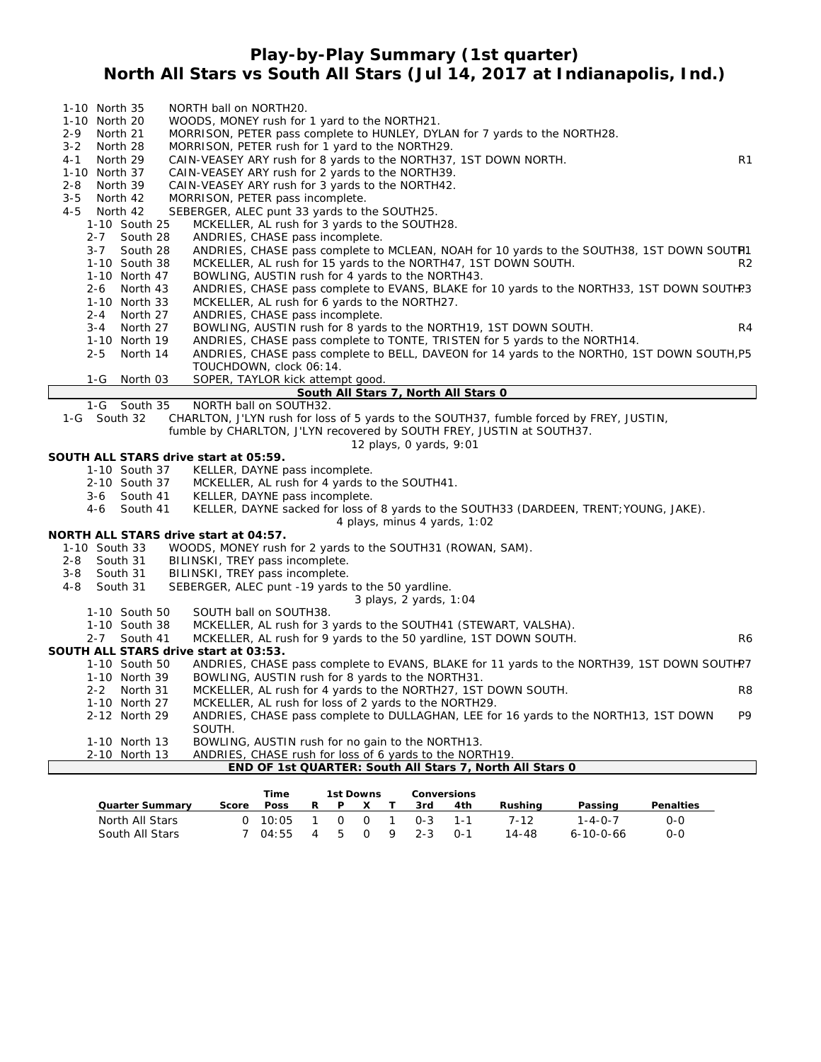# Play-by-Play Summary (1st quarter)
## North All Stars vs South All Stars (Jul 14, 2017 at Indianapolis, Ind.)

1-10 North 35 NORTH ball on NORTH20.
1-10 North 20 WOODS, MONEY rush for 1 yard to the NORTH21.
2-9 North 21 MORRISON, PETER pass complete to HUNLEY, DYLAN for 7 yards to the NORTH28.
3-2 North 28 MORRISON, PETER rush for 1 yard to the NORTH29.
4-1 North 29 CAIN-VEASEY ARY rush for 8 yards to the NORTH37, 1ST DOWN NORTH. R1
1-10 North 37 CAIN-VEASEY ARY rush for 2 yards to the NORTH39.
2-8 North 39 CAIN-VEASEY ARY rush for 3 yards to the NORTH42.
3-5 North 42 MORRISON, PETER pass incomplete.
4-5 North 42 SEBERGER, ALEC punt 33 yards to the SOUTH25.

1-10 South 25 MCKELLER, AL rush for 3 yards to the SOUTH28.
2-7 South 28 ANDRIES, CHASE pass incomplete.
3-7 South 28 ANDRIES, CHASE pass complete to MCLEAN, NOAH for 10 yards to the SOUTH38, 1ST DOWN SOUTH. P1
1-10 South 38 MCKELLER, AL rush for 15 yards to the NORTH47, 1ST DOWN SOUTH. R2
1-10 North 47 BOWLING, AUSTIN rush for 4 yards to the NORTH43.
2-6 North 43 ANDRIES, CHASE pass complete to EVANS, BLAKE for 10 yards to the NORTH33, 1ST DOWN SOUTH. P3
1-10 North 33 MCKELLER, AL rush for 6 yards to the NORTH27.
2-4 North 27 ANDRIES, CHASE pass incomplete.
3-4 North 27 BOWLING, AUSTIN rush for 8 yards to the NORTH19, 1ST DOWN SOUTH. R4
1-10 North 19 ANDRIES, CHASE pass complete to TONTE, TRISTEN for 5 yards to the NORTH14.
2-5 North 14 ANDRIES, CHASE pass complete to BELL, DAVEON for 14 yards to the NORTH0, 1ST DOWN SOUTH, TOUCHDOWN, clock 06:14. P5
1-G North 03 SOPER, TAYLOR kick attempt good.

**South All Stars 7, North All Stars 0**

1-G South 35 NORTH ball on SOUTH32.
1-G South 32 CHARLTON, J'LYN rush for loss of 5 yards to the SOUTH37, fumble forced by FREY, JUSTIN, fumble by CHARLTON, J'LYN recovered by SOUTH FREY, JUSTIN at SOUTH37.

12 plays, 0 yards, 9:01

**SOUTH ALL STARS drive start at 05:59.**

1-10 South 37 KELLER, DAYNE pass incomplete.
2-10 South 37 MCKELLER, AL rush for 4 yards to the SOUTH41.
3-6 South 41 KELLER, DAYNE pass incomplete.
4-6 South 41 KELLER, DAYNE sacked for loss of 8 yards to the SOUTH33 (DARDEEN, TRENT;YOUNG, JAKE).

4 plays, minus 4 yards, 1:02

**NORTH ALL STARS drive start at 04:57.**

1-10 South 33 WOODS, MONEY rush for 2 yards to the SOUTH31 (ROWAN, SAM).
2-8 South 31 BILINSKI, TREY pass incomplete.
3-8 South 31 BILINSKI, TREY pass incomplete.
4-8 South 31 SEBERGER, ALEC punt -19 yards to the 50 yardline.

3 plays, 2 yards, 1:04

1-10 South 50 SOUTH ball on SOUTH38.
1-10 South 38 MCKELLER, AL rush for 3 yards to the SOUTH41 (STEWART, VALSHA).
2-7 South 41 MCKELLER, AL rush for 9 yards to the 50 yardline, 1ST DOWN SOUTH. R6

**SOUTH ALL STARS drive start at 03:53.**

1-10 South 50 ANDRIES, CHASE pass complete to EVANS, BLAKE for 11 yards to the NORTH39, 1ST DOWN SOUTH. P7
1-10 North 39 BOWLING, AUSTIN rush for 8 yards to the NORTH31.
2-2 North 31 MCKELLER, AL rush for 4 yards to the NORTH27, 1ST DOWN SOUTH. R8
1-10 North 27 MCKELLER, AL rush for loss of 2 yards to the NORTH29.
2-12 North 29 ANDRIES, CHASE pass complete to DULLAGHAN, LEE for 16 yards to the NORTH13, 1ST DOWN SOUTH. P9
1-10 North 13 BOWLING, AUSTIN rush for no gain to the NORTH13.
2-10 North 13 ANDRIES, CHASE rush for loss of 6 yards to the NORTH19.

**END OF 1st QUARTER: South All Stars 7, North All Stars 0**

| Quarter Summary | Score | Time Poss | 1st Downs R | P | X | T | Conversions 3rd | 4th | Rushing | Passing | Penalties |
|---|---|---|---|---|---|---|---|---|---|---|---|
| North All Stars | 0 | 10:05 | 1 | 0 | 0 | 1 | 0-3 | 1-1 | 7-12 | 1-4-0-7 | 0-0 |
| South All Stars | 7 | 04:55 | 4 | 5 | 0 | 9 | 2-3 | 0-1 | 14-48 | 6-10-0-66 | 0-0 |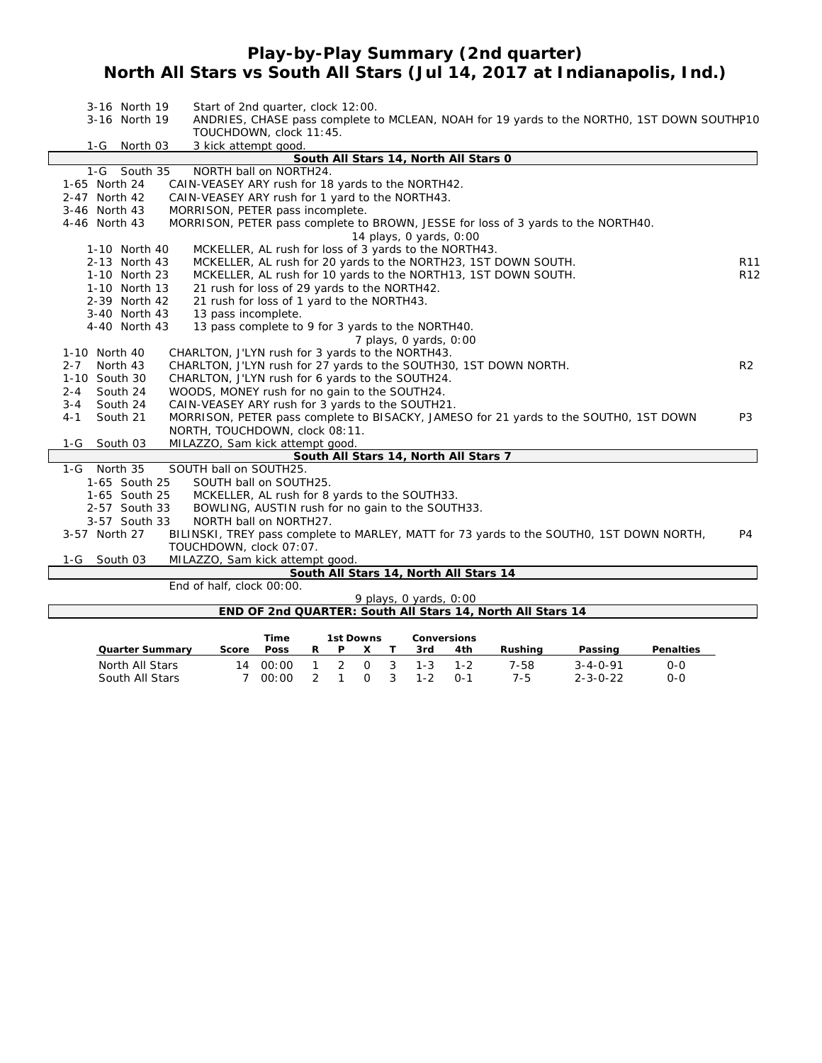# Play-by-Play Summary (2nd quarter)
## North All Stars vs South All Stars (Jul 14, 2017 at Indianapolis, Ind.)

| Down | Spot | Play | |
|---|---|---|---|
| 3-16 | North 19 | Start of 2nd quarter, clock 12:00. | |
| 3-16 | North 19 | ANDRIES, CHASE pass complete to MCLEAN, NOAH for 19 yards to the NORTH0, 1ST DOWN SOUTH, TOUCHDOWN, clock 11:45. | P10 |
| 1-G | North 03 | 3 kick attempt good. | |
| | | **South All Stars 14, North All Stars 0** | |
| 1-G | South 35 | NORTH ball on NORTH24. | |
| 1-65 | North 24 | CAIN-VEASEY ARY rush for 18 yards to the NORTH42. | |
| 2-47 | North 42 | CAIN-VEASEY ARY rush for 1 yard to the NORTH43. | |
| 3-46 | North 43 | MORRISON, PETER pass incomplete. | |
| 4-46 | North 43 | MORRISON, PETER pass complete to BROWN, JESSE for loss of 3 yards to the NORTH40. | |
| | | 14 plays, 0 yards, 0:00 | |
| 1-10 | North 40 | MCKELLER, AL rush for loss of 3 yards to the NORTH43. | |
| 2-13 | North 43 | MCKELLER, AL rush for 20 yards to the NORTH23, 1ST DOWN SOUTH. | R11 |
| 1-10 | North 23 | MCKELLER, AL rush for 10 yards to the NORTH13, 1ST DOWN SOUTH. | R12 |
| 1-10 | North 13 | 21 rush for loss of 29 yards to the NORTH42. | |
| 2-39 | North 42 | 21 rush for loss of 1 yard to the NORTH43. | |
| 3-40 | North 43 | 13 pass incomplete. | |
| 4-40 | North 43 | 13 pass complete to 9 for 3 yards to the NORTH40. | |
| | | 7 plays, 0 yards, 0:00 | |
| 1-10 | North 40 | CHARLTON, J'LYN rush for 3 yards to the NORTH43. | |
| 2-7 | North 43 | CHARLTON, J'LYN rush for 27 yards to the SOUTH30, 1ST DOWN NORTH. | R2 |
| 1-10 | South 30 | CHARLTON, J'LYN rush for 6 yards to the SOUTH24. | |
| 2-4 | South 24 | WOODS, MONEY rush for no gain to the SOUTH24. | |
| 3-4 | South 24 | CAIN-VEASEY ARY rush for 3 yards to the SOUTH21. | |
| 4-1 | South 21 | MORRISON, PETER pass complete to BISACKY, JAMESO for 21 yards to the SOUTH0, 1ST DOWN NORTH, TOUCHDOWN, clock 08:11. | P3 |
| 1-G | South 03 | MILAZZO, Sam kick attempt good. | |
| | | **South All Stars 14, North All Stars 7** | |
| 1-G | North 35 | SOUTH ball on SOUTH25. | |
| 1-65 | South 25 | SOUTH ball on SOUTH25. | |
| 1-65 | South 25 | MCKELLER, AL rush for 8 yards to the SOUTH33. | |
| 2-57 | South 33 | BOWLING, AUSTIN rush for no gain to the SOUTH33. | |
| 3-57 | South 33 | NORTH ball on NORTH27. | |
| 3-57 | North 27 | BILINSKI, TREY pass complete to MARLEY, MATT for 73 yards to the SOUTH0, 1ST DOWN NORTH, TOUCHDOWN, clock 07:07. | P4 |
| 1-G | South 03 | MILAZZO, Sam kick attempt good. | |
| | | **South All Stars 14, North All Stars 14** | |
| | | End of half, clock 00:00. | |
| | | 9 plays, 0 yards, 0:00 | |
| | | **END OF 2nd QUARTER: South All Stars 14, North All Stars 14** | |

| Quarter Summary | Score | Time Poss | 1st Downs R | P | X | T | Conversions 3rd | 4th | Rushing | Passing | Penalties |
|---|---|---|---|---|---|---|---|---|---|---|---|
| North All Stars | 14 | 00:00 | 1 | 2 | 0 | 3 | 1-3 | 1-2 | 7-58 | 3-4-0-91 | 0-0 |
| South All Stars | 7 | 00:00 | 2 | 1 | 0 | 3 | 1-2 | 0-1 | 7-5 | 2-3-0-22 | 0-0 |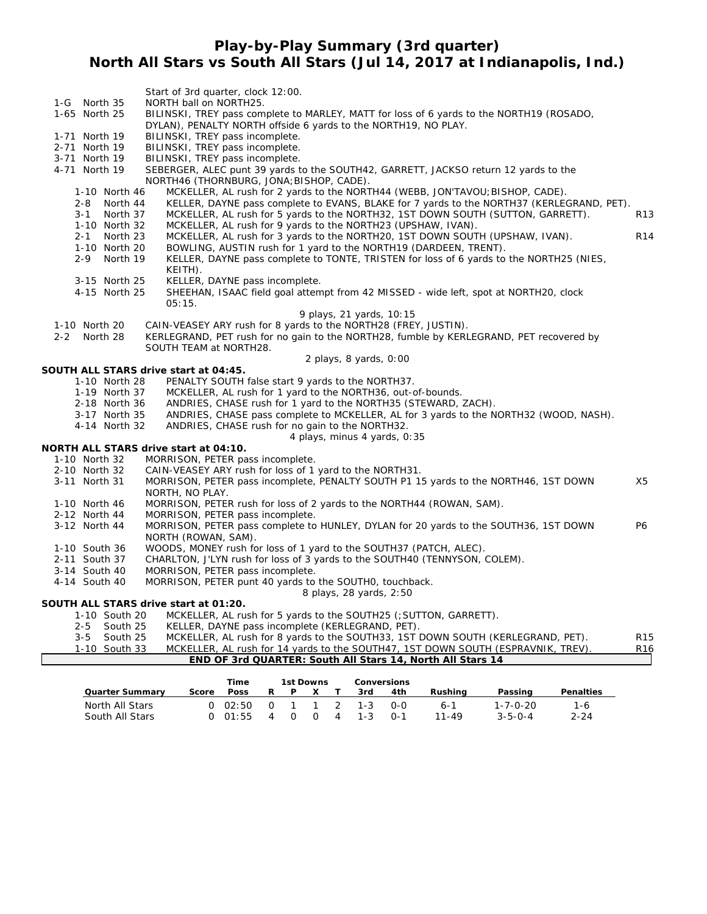# Play-by-Play Summary (3rd quarter)
## North All Stars vs South All Stars (Jul 14, 2017 at Indianapolis, Ind.)

| | | | |
|---|---|---|---|
| | | Start of 3rd quarter, clock 12:00. | |
| 1-G | North 35 | NORTH ball on NORTH25. | |
| 1-65 | North 25 | BILINSKI, TREY pass complete to MARLEY, MATT for loss of 6 yards to the NORTH19 (ROSADO, DYLAN), PENALTY NORTH offside 6 yards to the NORTH19, NO PLAY. | |
| 1-71 | North 19 | BILINSKI, TREY pass incomplete. | |
| 2-71 | North 19 | BILINSKI, TREY pass incomplete. | |
| 3-71 | North 19 | BILINSKI, TREY pass incomplete. | |
| 4-71 | North 19 | SEBERGER, ALEC punt 39 yards to the SOUTH42, GARRETT, JACKSO return 12 yards to the NORTH46 (THORNBURG, JONA;BISHOP, CADE). | |
| 1-10 | North 46 | MCKELLER, AL rush for 2 yards to the NORTH44 (WEBB, JON'TAVOU;BISHOP, CADE). | |
| 2-8 | North 44 | KELLER, DAYNE pass complete to EVANS, BLAKE for 7 yards to the NORTH37 (KERLEGRAND, PET). | |
| 3-1 | North 37 | MCKELLER, AL rush for 5 yards to the NORTH32, 1ST DOWN SOUTH (SUTTON, GARRETT). | R13 |
| 1-10 | North 32 | MCKELLER, AL rush for 9 yards to the NORTH23 (UPSHAW, IVAN). | |
| 2-1 | North 23 | MCKELLER, AL rush for 3 yards to the NORTH20, 1ST DOWN SOUTH (UPSHAW, IVAN). | R14 |
| 1-10 | North 20 | BOWLING, AUSTIN rush for 1 yard to the NORTH19 (DARDEEN, TRENT). | |
| 2-9 | North 19 | KELLER, DAYNE pass complete to TONTE, TRISTEN for loss of 6 yards to the NORTH25 (NIES, KEITH). | |
| 3-15 | North 25 | KELLER, DAYNE pass incomplete. | |
| 4-15 | North 25 | SHEEHAN, ISAAC field goal attempt from 42 MISSED - wide left, spot at NORTH20, clock 05:15. | |
| | | 9 plays, 21 yards, 10:15 | |
| 1-10 | North 20 | CAIN-VEASEY ARY rush for 8 yards to the NORTH28 (FREY, JUSTIN). | |
| 2-2 | North 28 | KERLEGRAND, PET rush for no gain to the NORTH28, fumble by KERLEGRAND, PET recovered by SOUTH TEAM at NORTH28. | |
| | | 2 plays, 8 yards, 0:00 | |

**SOUTH ALL STARS drive start at 04:45.**

| | | | |
|---|---|---|---|
| 1-10 | North 28 | PENALTY SOUTH false start 9 yards to the NORTH37. | |
| 1-19 | North 37 | MCKELLER, AL rush for 1 yard to the NORTH36, out-of-bounds. | |
| 2-18 | North 36 | ANDRIES, CHASE rush for 1 yard to the NORTH35 (STEWARD, ZACH). | |
| 3-17 | North 35 | ANDRIES, CHASE pass complete to MCKELLER, AL for 3 yards to the NORTH32 (WOOD, NASH). | |
| 4-14 | North 32 | ANDRIES, CHASE rush for no gain to the NORTH32. | |
| | | 4 plays, minus 4 yards, 0:35 | |

**NORTH ALL STARS drive start at 04:10.**

| | | | |
|---|---|---|---|
| 1-10 | North 32 | MORRISON, PETER pass incomplete. | |
| 2-10 | North 32 | CAIN-VEASEY ARY rush for loss of 1 yard to the NORTH31. | |
| 3-11 | North 31 | MORRISON, PETER pass incomplete, PENALTY SOUTH P1 15 yards to the NORTH46, 1ST DOWN NORTH, NO PLAY. | X5 |
| 1-10 | North 46 | MORRISON, PETER rush for loss of 2 yards to the NORTH44 (ROWAN, SAM). | |
| 2-12 | North 44 | MORRISON, PETER pass incomplete. | |
| 3-12 | North 44 | MORRISON, PETER pass complete to HUNLEY, DYLAN for 20 yards to the SOUTH36, 1ST DOWN NORTH (ROWAN, SAM). | P6 |
| 1-10 | South 36 | WOODS, MONEY rush for loss of 1 yard to the SOUTH37 (PATCH, ALEC). | |
| 2-11 | South 37 | CHARLTON, J'LYN rush for loss of 3 yards to the SOUTH40 (TENNYSON, COLEM). | |
| 3-14 | South 40 | MORRISON, PETER pass incomplete. | |
| 4-14 | South 40 | MORRISON, PETER punt 40 yards to the SOUTH0, touchback. | |
| | | 8 plays, 28 yards, 2:50 | |

**SOUTH ALL STARS drive start at 01:20.**

| | | | |
|---|---|---|---|
| 1-10 | South 20 | MCKELLER, AL rush for 5 yards to the SOUTH25 (;SUTTON, GARRETT). | |
| 2-5 | South 25 | KELLER, DAYNE pass incomplete (KERLEGRAND, PET). | |
| 3-5 | South 25 | MCKELLER, AL rush for 8 yards to the SOUTH33, 1ST DOWN SOUTH (KERLEGRAND, PET). | R15 |
| 1-10 | South 33 | MCKELLER, AL rush for 14 yards to the SOUTH47, 1ST DOWN SOUTH (ESPRAVNIK, TREV). | R16 |

**END OF 3rd QUARTER: South All Stars 14, North All Stars 14**

| Quarter Summary | Score | Time Poss | 1st Downs R | P | X | T | Conversions 3rd | 4th | Rushing | Passing | Penalties |
|---|---|---|---|---|---|---|---|---|---|---|---|
| North All Stars | 0 | 02:50 | 0 | 1 | 1 | 2 | 1-3 | 0-0 | 6-1 | 1-7-0-20 | 1-6 |
| South All Stars | 0 | 01:55 | 4 | 0 | 0 | 4 | 1-3 | 0-1 | 11-49 | 3-5-0-4 | 2-24 |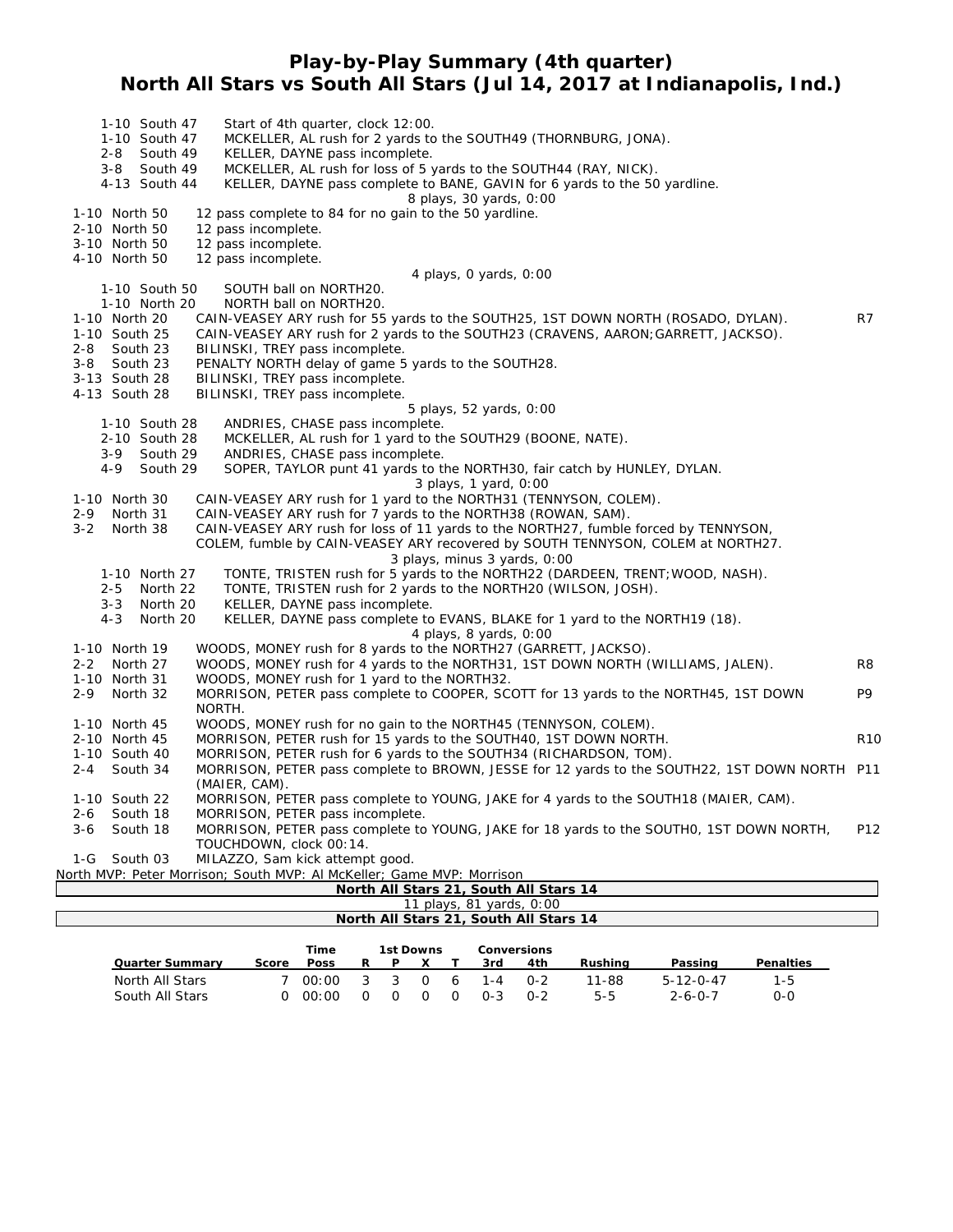# Play-by-Play Summary (4th quarter)
## North All Stars vs South All Stars (Jul 14, 2017 at Indianapolis, Ind.)

| | | |
|---|---|---|
| 1-10 South 47 | Start of 4th quarter, clock 12:00. | |
| 1-10 South 47 | MCKELLER, AL rush for 2 yards to the SOUTH49 (THORNBURG, JONA). | |
| 2-8 South 49 | KELLER, DAYNE pass incomplete. | |
| 3-8 South 49 | MCKELLER, AL rush for loss of 5 yards to the SOUTH44 (RAY, NICK). | |
| 4-13 South 44 | KELLER, DAYNE pass complete to BANE, GAVIN for 6 yards to the 50 yardline. | |
| | 8 plays, 30 yards, 0:00 | |
| 1-10 North 50 | 12 pass complete to 84 for no gain to the 50 yardline. | |
| 2-10 North 50 | 12 pass incomplete. | |
| 3-10 North 50 | 12 pass incomplete. | |
| 4-10 North 50 | 12 pass incomplete. | |
| | 4 plays, 0 yards, 0:00 | |
| 1-10 South 50 | SOUTH ball on NORTH20. | |
| 1-10 North 20 | NORTH ball on NORTH20. | |
| 1-10 North 20 | CAIN-VEASEY ARY rush for 55 yards to the SOUTH25, 1ST DOWN NORTH (ROSADO, DYLAN). | R7 |
| 1-10 South 25 | CAIN-VEASEY ARY rush for 2 yards to the SOUTH23 (CRAVENS, AARON;GARRETT, JACKSO). | |
| 2-8 South 23 | BILINSKI, TREY pass incomplete. | |
| 3-8 South 23 | PENALTY NORTH delay of game 5 yards to the SOUTH28. | |
| 3-13 South 28 | BILINSKI, TREY pass incomplete. | |
| 4-13 South 28 | BILINSKI, TREY pass incomplete. | |
| | 5 plays, 52 yards, 0:00 | |
| 1-10 South 28 | ANDRIES, CHASE pass incomplete. | |
| 2-10 South 28 | MCKELLER, AL rush for 1 yard to the SOUTH29 (BOONE, NATE). | |
| 3-9 South 29 | ANDRIES, CHASE pass incomplete. | |
| 4-9 South 29 | SOPER, TAYLOR punt 41 yards to the NORTH30, fair catch by HUNLEY, DYLAN. | |
| | 3 plays, 1 yard, 0:00 | |
| 1-10 North 30 | CAIN-VEASEY ARY rush for 1 yard to the NORTH31 (TENNYSON, COLEM). | |
| 2-9 North 31 | CAIN-VEASEY ARY rush for 7 yards to the NORTH38 (ROWAN, SAM). | |
| 3-2 North 38 | CAIN-VEASEY ARY rush for loss of 11 yards to the NORTH27, fumble forced by TENNYSON, COLEM, fumble by CAIN-VEASEY ARY recovered by SOUTH TENNYSON, COLEM at NORTH27. | |
| | 3 plays, minus 3 yards, 0:00 | |
| 1-10 North 27 | TONTE, TRISTEN rush for 5 yards to the NORTH22 (DARDEEN, TRENT;WOOD, NASH). | |
| 2-5 North 22 | TONTE, TRISTEN rush for 2 yards to the NORTH20 (WILSON, JOSH). | |
| 3-3 North 20 | KELLER, DAYNE pass incomplete. | |
| 4-3 North 20 | KELLER, DAYNE pass complete to EVANS, BLAKE for 1 yard to the NORTH19 (18). | |
| | 4 plays, 8 yards, 0:00 | |
| 1-10 North 19 | WOODS, MONEY rush for 8 yards to the NORTH27 (GARRETT, JACKSO). | |
| 2-2 North 27 | WOODS, MONEY rush for 4 yards to the NORTH31, 1ST DOWN NORTH (WILLIAMS, JALEN). | R8 |
| 1-10 North 31 | WOODS, MONEY rush for 1 yard to the NORTH32. | |
| 2-9 North 32 | MORRISON, PETER pass complete to COOPER, SCOTT for 13 yards to the NORTH45, 1ST DOWN NORTH. | P9 |
| 1-10 North 45 | WOODS, MONEY rush for no gain to the NORTH45 (TENNYSON, COLEM). | |
| 2-10 North 45 | MORRISON, PETER rush for 15 yards to the SOUTH40, 1ST DOWN NORTH. | R10 |
| 1-10 South 40 | MORRISON, PETER rush for 6 yards to the SOUTH34 (RICHARDSON, TOM). | |
| 2-4 South 34 | MORRISON, PETER pass complete to BROWN, JESSE for 12 yards to the SOUTH22, 1ST DOWN NORTH (MAIER, CAM). | P11 |
| 1-10 South 22 | MORRISON, PETER pass complete to YOUNG, JAKE for 4 yards to the SOUTH18 (MAIER, CAM). | |
| 2-6 South 18 | MORRISON, PETER pass incomplete. | |
| 3-6 South 18 | MORRISON, PETER pass complete to YOUNG, JAKE for 18 yards to the SOUTH0, 1ST DOWN NORTH, TOUCHDOWN, clock 00:14. | P12 |
| 1-G South 03 | MILAZZO, Sam kick attempt good. | |

North MVP: Peter Morrison; South MVP: Al McKeller; Game MVP: Morrison

**North All Stars 21, South All Stars 14**

11 plays, 81 yards, 0:00

**North All Stars 21, South All Stars 14**

| | | Time | 1st Downs | | | | Conversions | | | | |
|---|---|---|---|---|---|---|---|---|---|---|---|
| Quarter Summary | Score | Poss | R | P | X | T | 3rd | 4th | Rushing | Passing | Penalties |
| North All Stars | 7 | 00:00 | 3 | 3 | 0 | 6 | 1-4 | 0-2 | 11-88 | 5-12-0-47 | 1-5 |
| South All Stars | 0 | 00:00 | 0 | 0 | 0 | 0 | 0-3 | 0-2 | 5-5 | 2-6-0-7 | 0-0 |